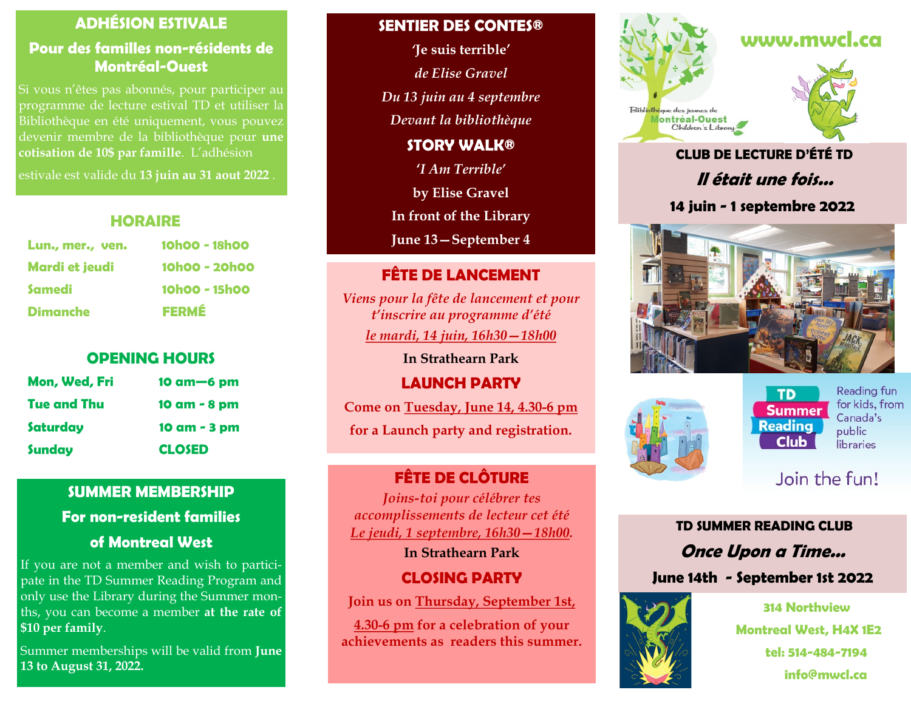## ADHÉSION ESTIVALE

### Pour des familles non-résidents de Montréal-Ouest

Si vous n'êtes pas abonnés, pour participer au programme de lecture estival TD et utiliser la Bibliothèque en été uniquement, vous pouvez devenir membre de la bibliothèque pour **une cotisation de 10$ par famille**. L'adhésion estivale est valide du **13 juin au 31 aout 2022** .

## HORAIRE

| | |
|---|---|
| Lun., mer., ven. | 10h00 - 18h00 |
| Mardi et jeudi | 10h00 - 20h00 |
| Samedi | 10h00 - 15h00 |
| Dimanche | FERMÉ |

## OPENING HOURS

| | |
|---|---|
| Mon, Wed, Fri | 10 am—6 pm |
| Tue and Thu | 10 am - 8 pm |
| Saturday | 10 am - 3 pm |
| Sunday | CLOSED |

## SUMMER MEMBERSHIP

### For non-resident families of Montreal West

If you are not a member and wish to participate in the TD Summer Reading Program and only use the Library during the Summer months, you can become a member **at the rate of $10 per family**.

Summer memberships will be valid from **June 13 to August 31, 2022.**

## SENTIER DES CONTES®

**'Je suis terrible'**

*de Elise Gravel*

*Du 13 juin au 4 septembre*

*Devant la bibliothèque*

## STORY WALK®

***'I Am Terrible'***

**by Elise Gravel**

**In front of the Library**

**June 13—September 4**

## FÊTE DE LANCEMENT

*Viens pour la fête de lancement et pour t'inscrire au programme d'été*

*le mardi, 14 juin, 16h30—18h00*

**In Strathearn Park**

## LAUNCH PARTY

**Come on Tuesday, June 14, 4.30-6 pm for a Launch party and registration.**

## FÊTE DE CLÔTURE

*Joins-toi pour célébrer tes accomplissements de lecteur cet été*

*Le jeudi, 1 septembre, 16h30—18h00.*

**In Strathearn Park**

## CLOSING PARTY

**Join us on Thursday, September 1st, 4.30-6 pm for a celebration of your achievements as readers this summer.**

**www.mwcl.ca**

Bibliothèque des jeunes de Montréal-Ouest Children's Library

## CLUB DE LECTURE D'ÉTÉ TD

***Il était une fois...***

**14 juin - 1 septembre 2022**

TD Summer Reading Club — Reading fun for kids, from Canada's public libraries

Join the fun!

## TD SUMMER READING CLUB

***Once Upon a Time...***

**June 14th - September 1st 2022**

**314 Northview**

**Montreal West, H4X 1E2**

**tel: 514-484-7194**

**info@mwcl.ca**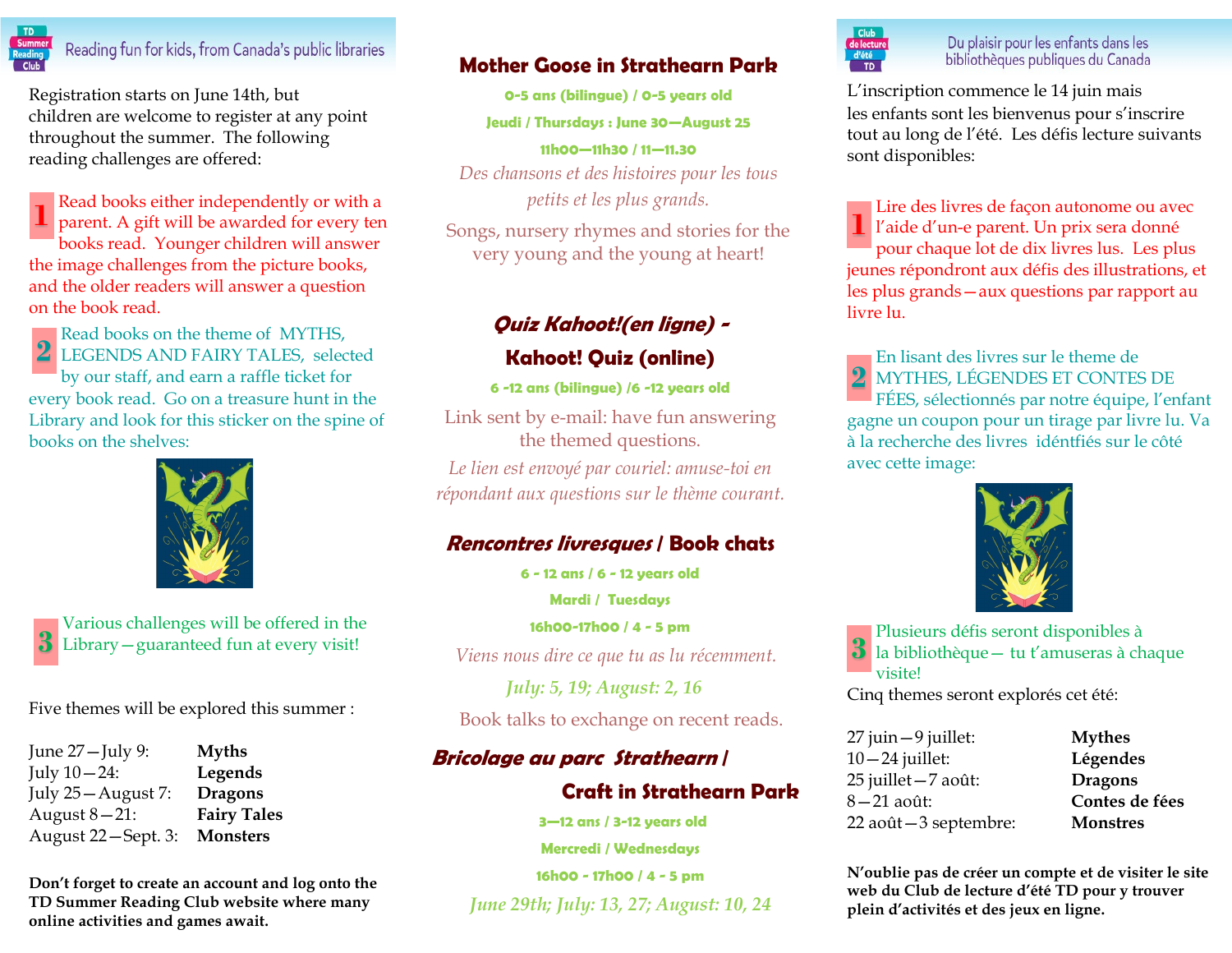TD Summer Reading Club — Reading fun for kids, from Canada's public libraries

Registration starts on June 14th, but children are welcome to register at any point throughout the summer. The following reading challenges are offered:

1 Read books either independently or with a parent. A gift will be awarded for every ten books read. Younger children will answer the image challenges from the picture books, and the older readers will answer a question on the book read.

2 Read books on the theme of MYTHS, LEGENDS AND FAIRY TALES, selected by our staff, and earn a raffle ticket for every book read. Go on a treasure hunt in the Library and look for this sticker on the spine of books on the shelves:

3 Various challenges will be offered in the Library—guaranteed fun at every visit!

Five themes will be explored this summer :

| | |
|---|---|
| June 27—July 9: | **Myths** |
| July 10—24: | **Legends** |
| July 25—August 7: | **Dragons** |
| August 8—21: | **Fairy Tales** |
| August 22—Sept. 3: | **Monsters** |

**Don't forget to create an account and log onto the TD Summer Reading Club website where many online activities and games await.**

## Mother Goose in Strathearn Park

**0-5 ans (bilingue) / 0-5 years old**

**Jeudi / Thursdays : June 30—August 25**

**11h00—11h30 / 11—11.30**

*Des chansons et des histoires pour les tous petits et les plus grands.*

Songs, nursery rhymes and stories for the very young and the young at heart!

## *Quiz Kahoot!(en ligne) -* Kahoot! Quiz (online)

**6 -12 ans (bilingue) /6 -12 years old**

Link sent by e-mail: have fun answering the themed questions.

*Le lien est envoyé par couriel: amuse-toi en répondant aux questions sur le thème courant.*

## *Rencontres livresques* / Book chats

**6 - 12 ans / 6 - 12 years old**

**Mardi / Tuesdays**

**16h00-17h00 / 4 - 5 pm**

*Viens nous dire ce que tu as lu récemment.*

*July: 5, 19; August: 2, 16*

Book talks to exchange on recent reads.

## *Bricolage au parc Strathearn* / Craft in Strathearn Park

**3—12 ans / 3-12 years old**

**Mercredi / Wednesdays**

**16h00 - 17h00 / 4 - 5 pm**

*June 29th; July: 13, 27; August: 10, 24*

Club de lecture d'été TD — Du plaisir pour les enfants dans les bibliothèques publiques du Canada

L'inscription commence le 14 juin mais les enfants sont les bienvenus pour s'inscrire tout au long de l'été. Les défis lecture suivants sont disponibles:

1 Lire des livres de façon autonome ou avec l'aide d'un-e parent. Un prix sera donné pour chaque lot de dix livres lus. Les plus jeunes répondront aux défis des illustrations, et les plus grands—aux questions par rapport au livre lu.

2 En lisant des livres sur le theme de MYTHES, LÉGENDES ET CONTES DE FÉES, sélectionnés par notre équipe, l'enfant gagne un coupon pour un tirage par livre lu. Va à la recherche des livres idéntfiés sur le côté avec cette image:

3 Plusieurs défis seront disponibles à la bibliothèque— tu t'amuseras à chaque visite!

Cinq themes seront explorés cet été:

| | |
|---|---|
| 27 juin—9 juillet: | **Mythes** |
| 10—24 juillet: | **Légendes** |
| 25 juillet—7 août: | **Dragons** |
| 8—21 août: | **Contes de fées** |
| 22 août—3 septembre: | **Monstres** |

**N'oublie pas de créer un compte et de visiter le site web du Club de lecture d'été TD pour y trouver plein d'activités et des jeux en ligne.**